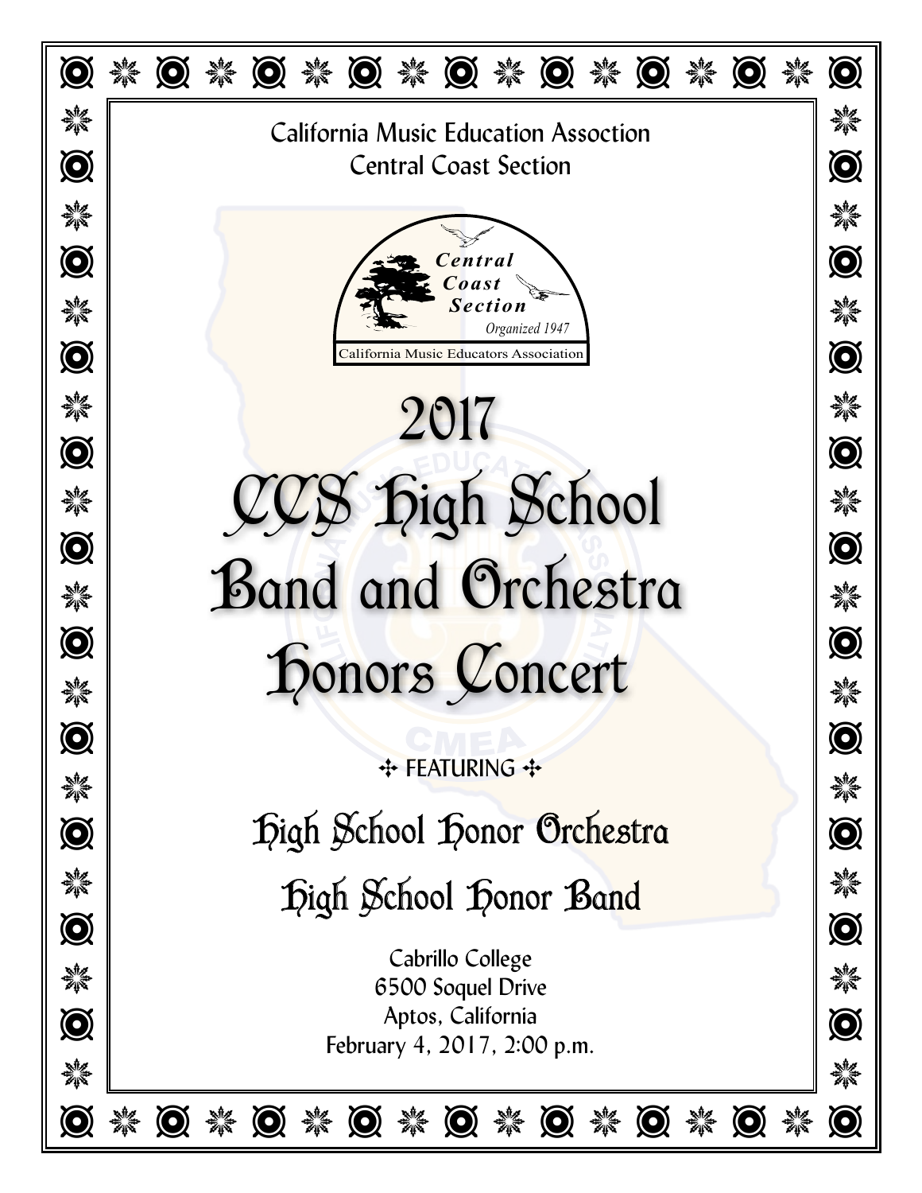California Music Education Assoction
Central Coast Section

Central Coast Section
Organized 1947
California Music Educators Association

# 2017 CCS High School Band and Orchestra Honors Concert

✣ FEATURING ✣

## High School Honor Orchestra

## High School Honor Band

Cabrillo College
6500 Soquel Drive
Aptos, California
February 4, 2017, 2:00 p.m.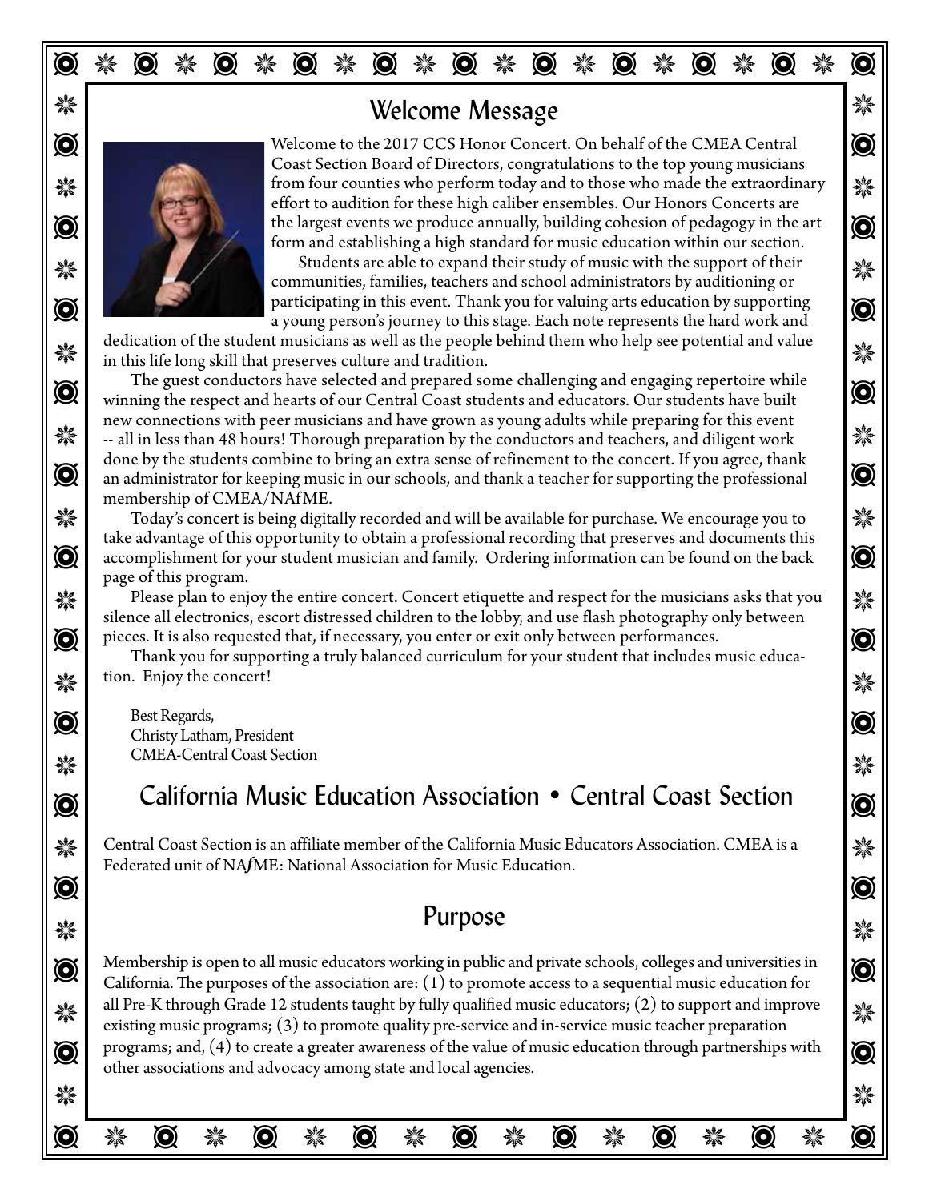## Welcome Message

Welcome to the 2017 CCS Honor Concert. On behalf of the CMEA Central Coast Section Board of Directors, congratulations to the top young musicians from four counties who perform today and to those who made the extraordinary effort to audition for these high caliber ensembles. Our Honors Concerts are the largest events we produce annually, building cohesion of pedagogy in the art form and establishing a high standard for music education within our section.

Students are able to expand their study of music with the support of their communities, families, teachers and school administrators by auditioning or participating in this event. Thank you for valuing arts education by supporting a young person's journey to this stage. Each note represents the hard work and dedication of the student musicians as well as the people behind them who help see potential and value in this life long skill that preserves culture and tradition.

The guest conductors have selected and prepared some challenging and engaging repertoire while winning the respect and hearts of our Central Coast students and educators. Our students have built new connections with peer musicians and have grown as young adults while preparing for this event -- all in less than 48 hours! Thorough preparation by the conductors and teachers, and diligent work done by the students combine to bring an extra sense of refinement to the concert. If you agree, thank an administrator for keeping music in our schools, and thank a teacher for supporting the professional membership of CMEA/NAfME.

Today's concert is being digitally recorded and will be available for purchase. We encourage you to take advantage of this opportunity to obtain a professional recording that preserves and documents this accomplishment for your student musician and family. Ordering information can be found on the back page of this program.

Please plan to enjoy the entire concert. Concert etiquette and respect for the musicians asks that you silence all electronics, escort distressed children to the lobby, and use flash photography only between pieces. It is also requested that, if necessary, you enter or exit only between performances.

Thank you for supporting a truly balanced curriculum for your student that includes music education. Enjoy the concert!

Best Regards,
Christy Latham, President
CMEA-Central Coast Section

## California Music Education Association • Central Coast Section

Central Coast Section is an affiliate member of the California Music Educators Association. CMEA is a Federated unit of NA*f*ME: National Association for Music Education.

## Purpose

Membership is open to all music educators working in public and private schools, colleges and universities in California. The purposes of the association are: (1) to promote access to a sequential music education for all Pre-K through Grade 12 students taught by fully qualified music educators; (2) to support and improve existing music programs; (3) to promote quality pre-service and in-service music teacher preparation programs; and, (4) to create a greater awareness of the value of music education through partnerships with other associations and advocacy among state and local agencies.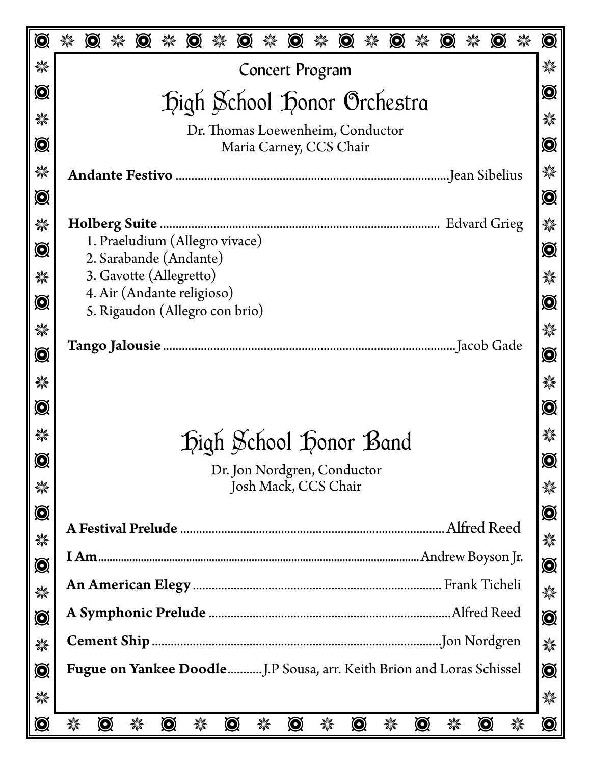Concert Program

# High School Honor Orchestra

Dr. Thomas Loewenheim, Conductor
Maria Carney, CCS Chair

**Andante Festivo** ........................................ Jean Sibelius

**Holberg Suite** ........................................ Edvard Grieg

1. Praeludium (Allegro vivace)
2. Sarabande (Andante)
3. Gavotte (Allegretto)
4. Air (Andante religioso)
5. Rigaudon (Allegro con brio)

**Tango Jalousie** ........................................ Jacob Gade

# High School Honor Band

Dr. Jon Nordgren, Conductor
Josh Mack, CCS Chair

**A Festival Prelude** ........................................ Alfred Reed

**I Am** ........................................ Andrew Boyson Jr.

**An American Elegy** ........................................ Frank Ticheli

**A Symphonic Prelude** ........................................ Alfred Reed

**Cement Ship** ........................................ Jon Nordgren

**Fugue on Yankee Doodle** ........... J.P Sousa, arr. Keith Brion and Loras Schissel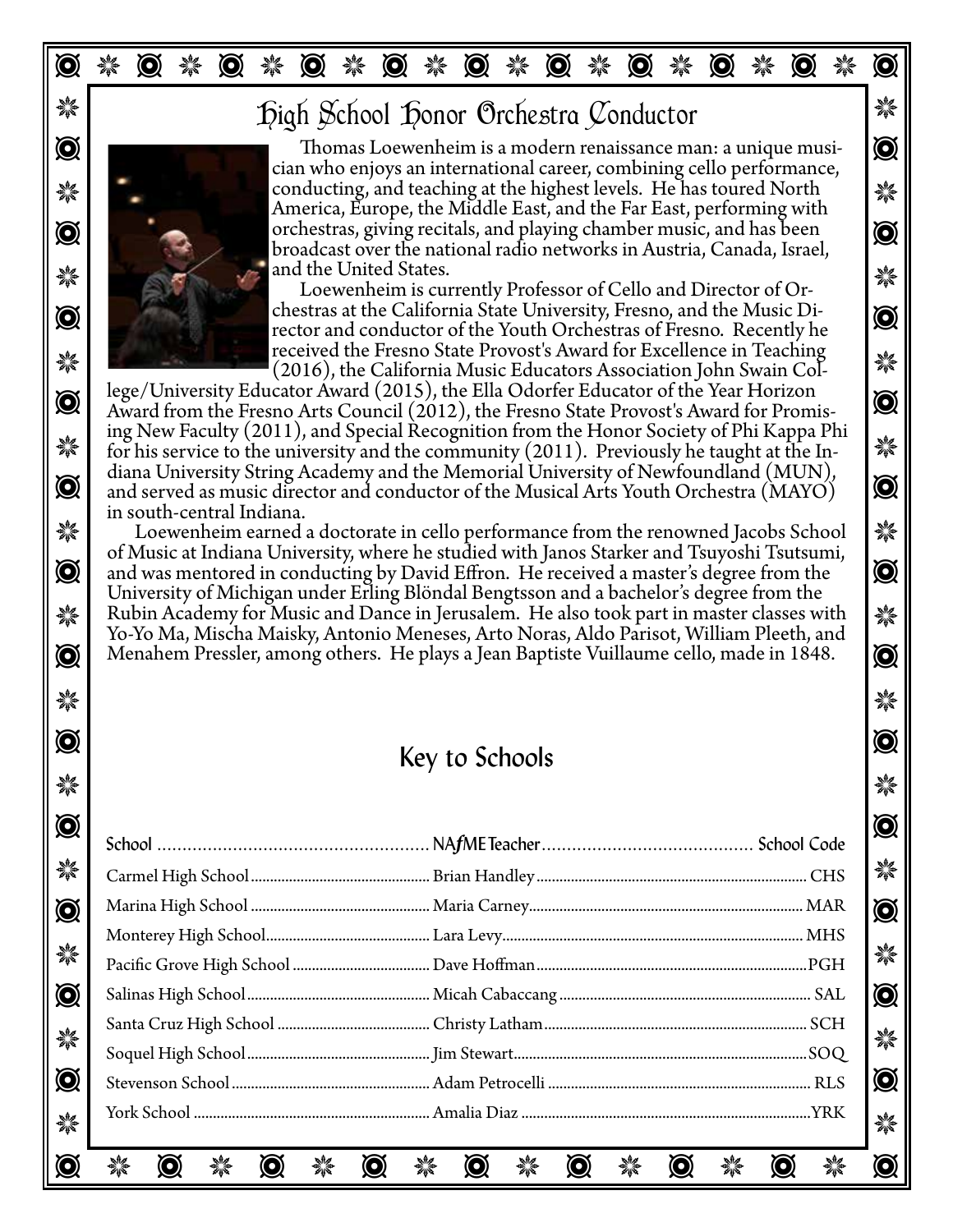# High School Honor Orchestra Conductor

Thomas Loewenheim is a modern renaissance man: a unique musician who enjoys an international career, combining cello performance, conducting, and teaching at the highest levels. He has toured North America, Europe, the Middle East, and the Far East, performing with orchestras, giving recitals, and playing chamber music, and has been broadcast over the national radio networks in Austria, Canada, Israel, and the United States.

Loewenheim is currently Professor of Cello and Director of Orchestras at the California State University, Fresno, and the Music Director and conductor of the Youth Orchestras of Fresno. Recently he received the Fresno State Provost's Award for Excellence in Teaching (2016), the California Music Educators Association John Swain College/University Educator Award (2015), the Ella Odorfer Educator of the Year Horizon Award from the Fresno Arts Council (2012), the Fresno State Provost's Award for Promising New Faculty (2011), and Special Recognition from the Honor Society of Phi Kappa Phi for his service to the university and the community (2011). Previously he taught at the Indiana University String Academy and the Memorial University of Newfoundland (MUN), and served as music director and conductor of the Musical Arts Youth Orchestra (MAYO) in south-central Indiana.

Loewenheim earned a doctorate in cello performance from the renowned Jacobs School of Music at Indiana University, where he studied with Janos Starker and Tsuyoshi Tsutsumi, and was mentored in conducting by David Effron. He received a master's degree from the University of Michigan under Erling Blöndal Bengtsson and a bachelor's degree from the Rubin Academy for Music and Dance in Jerusalem. He also took part in master classes with Yo-Yo Ma, Mischa Maisky, Antonio Meneses, Arto Noras, Aldo Parisot, William Pleeth, and Menahem Pressler, among others. He plays a Jean Baptiste Vuillaume cello, made in 1848.

## Key to Schools

| School | NAfME Teacher | School Code |
|---|---|---|
| Carmel High School | Brian Handley | CHS |
| Marina High School | Maria Carney | MAR |
| Monterey High School | Lara Levy | MHS |
| Pacific Grove High School | Dave Hoffman | PGH |
| Salinas High School | Micah Cabaccang | SAL |
| Santa Cruz High School | Christy Latham | SCH |
| Soquel High School | Jim Stewart | SOQ |
| Stevenson School | Adam Petrocelli | RLS |
| York School | Amalia Diaz | YRK |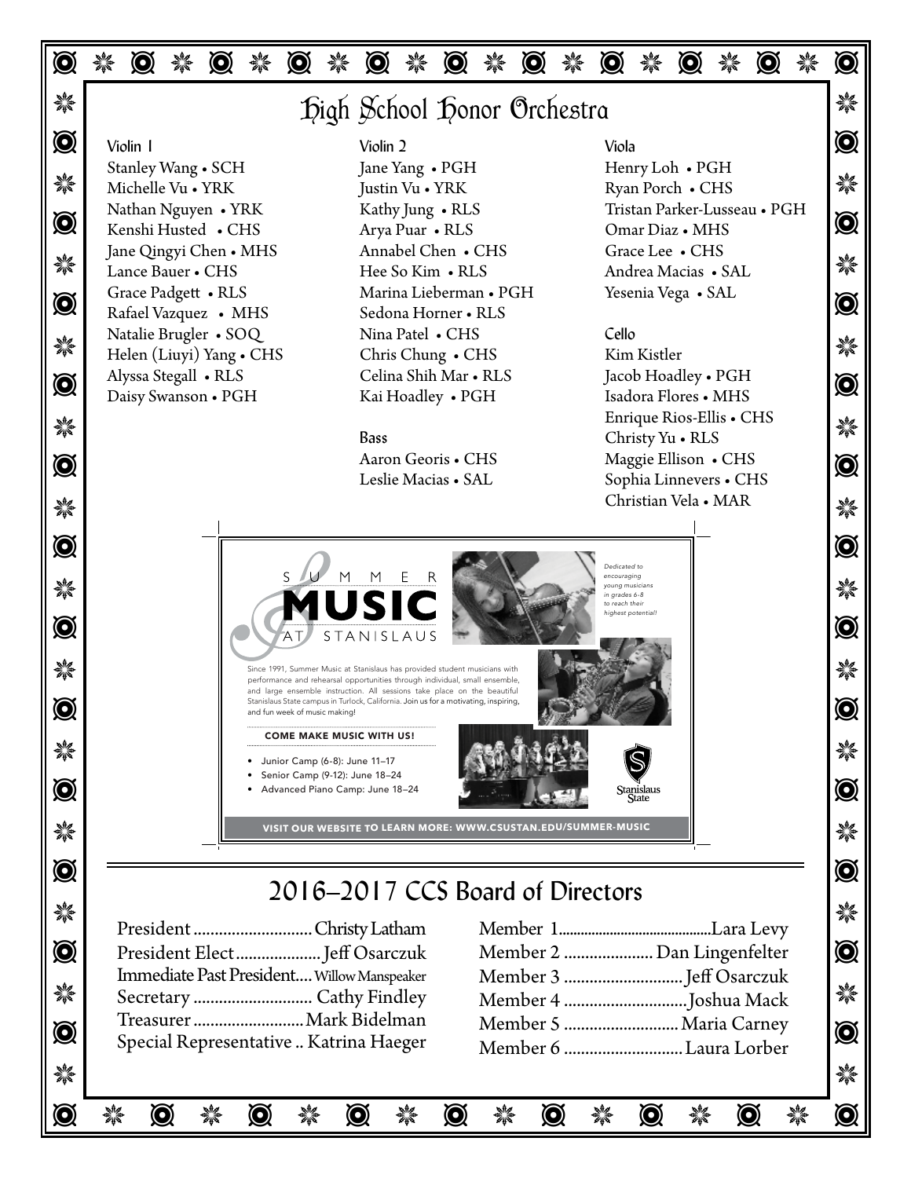# High School Honor Orchestra

### Violin 1

Stanley Wang • SCH
Michelle Vu • YRK
Nathan Nguyen • YRK
Kenshi Husted • CHS
Jane Qingyi Chen • MHS
Lance Bauer • CHS
Grace Padgett • RLS
Rafael Vazquez • MHS
Natalie Brugler • SOQ
Helen (Liuyi) Yang • CHS
Alyssa Stegall • RLS
Daisy Swanson • PGH

### Violin 2

Jane Yang • PGH
Justin Vu • YRK
Kathy Jung • RLS
Arya Puar • RLS
Annabel Chen • CHS
Hee So Kim • RLS
Marina Lieberman • PGH
Sedona Horner • RLS
Nina Patel • CHS
Chris Chung • CHS
Celina Shih Mar • RLS
Kai Hoadley • PGH

### Bass

Aaron Georis • CHS
Leslie Macias • SAL

### Viola

Henry Loh • PGH
Ryan Porch • CHS
Tristan Parker-Lusseau • PGH
Omar Diaz • MHS
Grace Lee • CHS
Andrea Macias • SAL
Yesenia Vega • SAL

### Cello

Kim Kistler
Jacob Hoadley • PGH
Isadora Flores • MHS
Enrique Rios-Ellis • CHS
Christy Yu • RLS
Maggie Ellison • CHS
Sophia Linnevers • CHS
Christian Vela • MAR

---

SUMMER MUSIC AT STANISLAUS

*Dedicated to encouraging young musicians in grades 6-8 to reach their highest potential!*

Since 1991, Summer Music at Stanislaus has provided student musicians with performance and rehearsal opportunities through individual, small ensemble, and large ensemble instruction. All sessions take place on the beautiful Stanislaus State campus in Turlock, California. Join us for a motivating, inspiring, and fun week of music making!

**COME MAKE MUSIC WITH US!**

- Junior Camp (6-8): June 11–17
- Senior Camp (9-12): June 18–24
- Advanced Piano Camp: June 18–24

Stanislaus State

**VISIT OUR WEBSITE TO LEARN MORE: WWW.CSUSTAN.EDU/SUMMER-MUSIC**

---

## 2016–2017 CCS Board of Directors

President ............................ Christy Latham
President Elect .................... Jeff Osarczuk
Immediate Past President.... Willow Manspeaker
Secretary ............................ Cathy Findley
Treasurer ............................ Mark Bidelman
Special Representative .. Katrina Haeger

Member 1 ............................ Lara Levy
Member 2 ..................... Dan Lingenfelter
Member 3 ............................ Jeff Osarczuk
Member 4 ............................ Joshua Mack
Member 5 ............................ Maria Carney
Member 6 ............................ Laura Lorber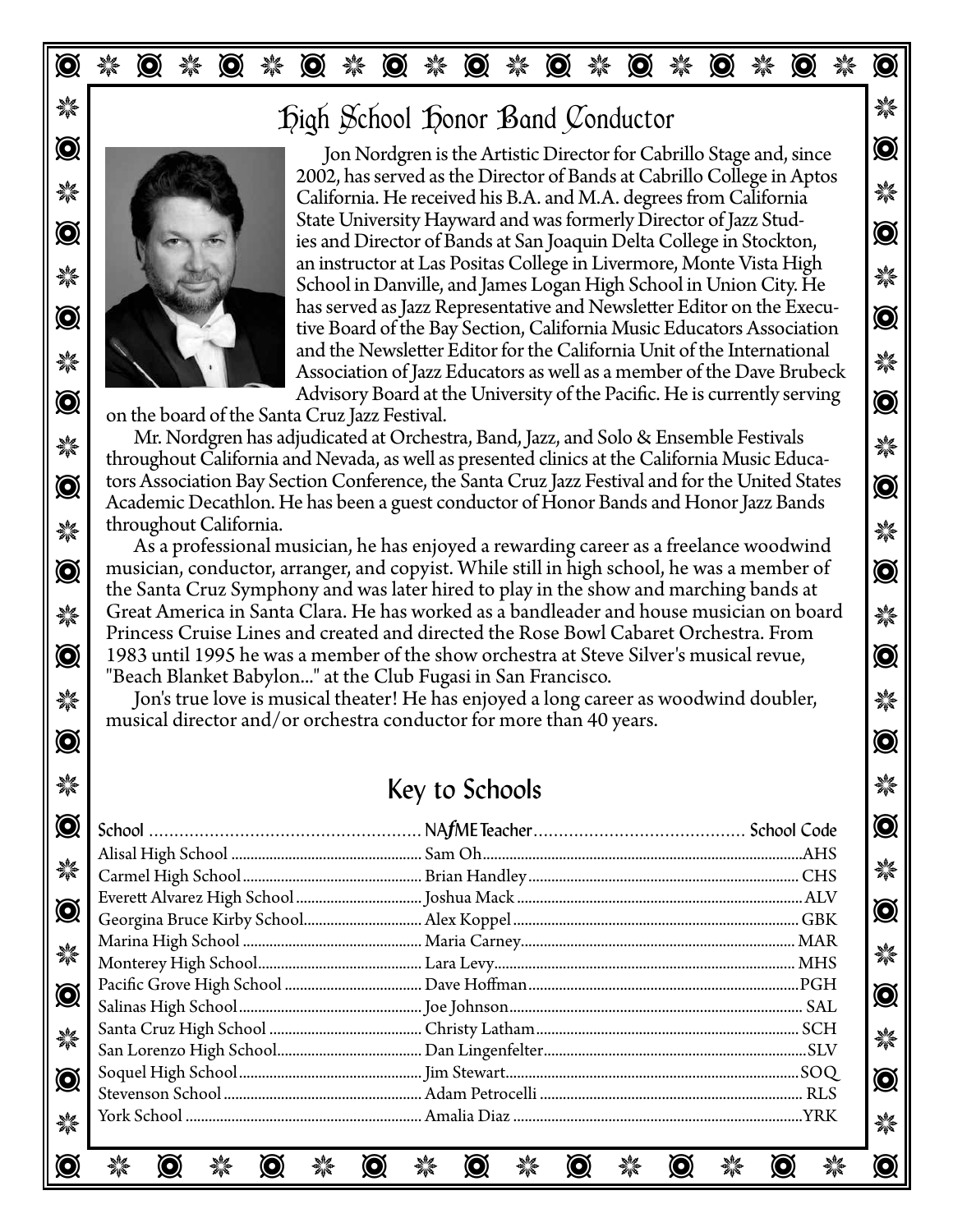# High School Honor Band Conductor

Jon Nordgren is the Artistic Director for Cabrillo Stage and, since 2002, has served as the Director of Bands at Cabrillo College in Aptos California. He received his B.A. and M.A. degrees from California State University Hayward and was formerly Director of Jazz Studies and Director of Bands at San Joaquin Delta College in Stockton, an instructor at Las Positas College in Livermore, Monte Vista High School in Danville, and James Logan High School in Union City. He has served as Jazz Representative and Newsletter Editor on the Executive Board of the Bay Section, California Music Educators Association and the Newsletter Editor for the California Unit of the International Association of Jazz Educators as well as a member of the Dave Brubeck Advisory Board at the University of the Pacific. He is currently serving on the board of the Santa Cruz Jazz Festival.

Mr. Nordgren has adjudicated at Orchestra, Band, Jazz, and Solo & Ensemble Festivals throughout California and Nevada, as well as presented clinics at the California Music Educators Association Bay Section Conference, the Santa Cruz Jazz Festival and for the United States Academic Decathlon. He has been a guest conductor of Honor Bands and Honor Jazz Bands throughout California.

As a professional musician, he has enjoyed a rewarding career as a freelance woodwind musician, conductor, arranger, and copyist. While still in high school, he was a member of the Santa Cruz Symphony and was later hired to play in the show and marching bands at Great America in Santa Clara. He has worked as a bandleader and house musician on board Princess Cruise Lines and created and directed the Rose Bowl Cabaret Orchestra. From 1983 until 1995 he was a member of the show orchestra at Steve Silver's musical revue, "Beach Blanket Babylon..." at the Club Fugasi in San Francisco.

Jon's true love is musical theater! He has enjoyed a long career as woodwind doubler, musical director and/or orchestra conductor for more than 40 years.

## Key to Schools

| School | NAfME Teacher | School Code |
|---|---|---|
| Alisal High School | Sam Oh | AHS |
| Carmel High School | Brian Handley | CHS |
| Everett Alvarez High School | Joshua Mack | ALV |
| Georgina Bruce Kirby School | Alex Koppel | GBK |
| Marina High School | Maria Carney | MAR |
| Monterey High School | Lara Levy | MHS |
| Pacific Grove High School | Dave Hoffman | PGH |
| Salinas High School | Joe Johnson | SAL |
| Santa Cruz High School | Christy Latham | SCH |
| San Lorenzo High School | Dan Lingenfelter | SLV |
| Soquel High School | Jim Stewart | SOQ |
| Stevenson School | Adam Petrocelli | RLS |
| York School | Amalia Diaz | YRK |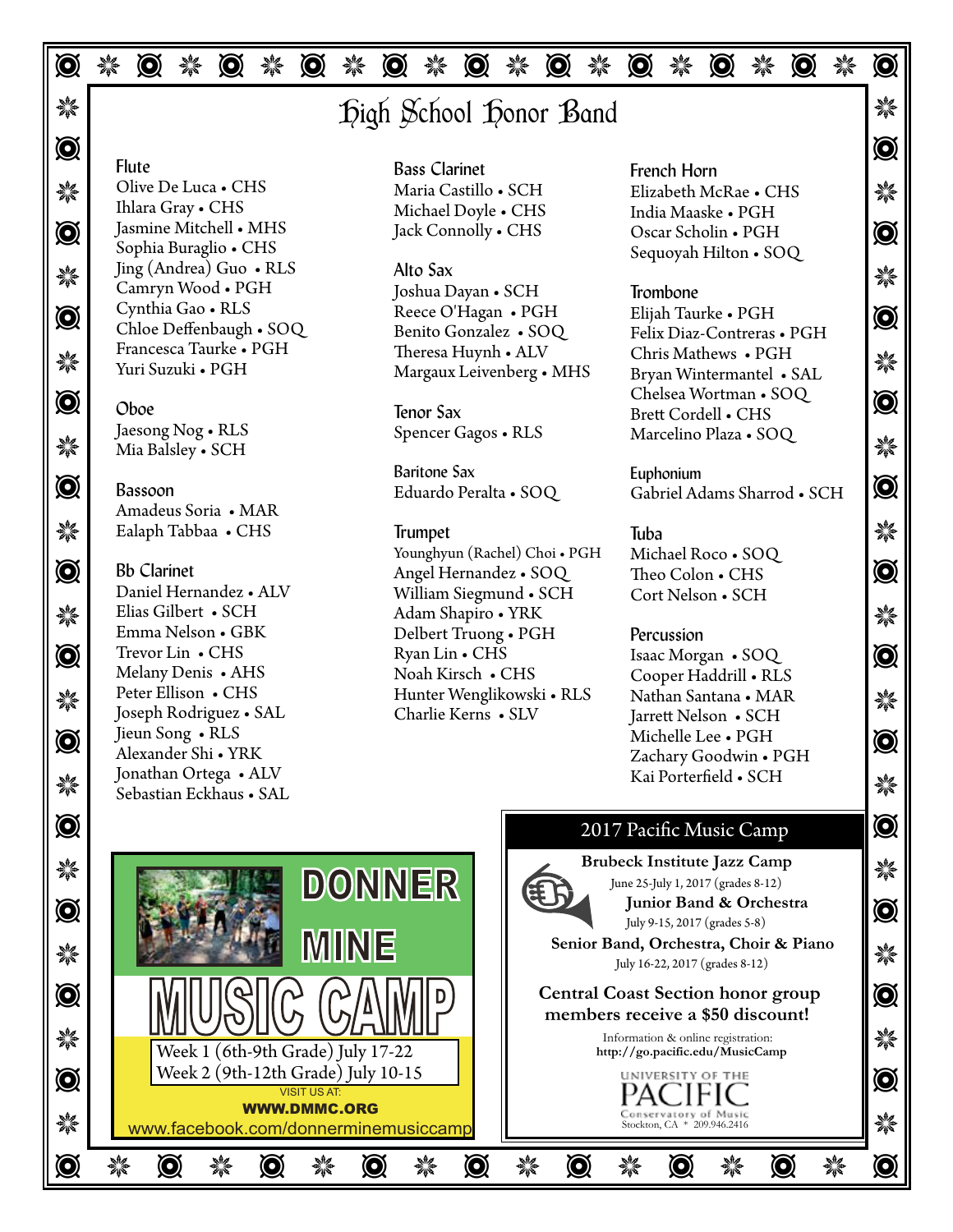# High School Honor Band

## Flute
Olive De Luca • CHS
Ihlara Gray • CHS
Jasmine Mitchell • MHS
Sophia Buraglio • CHS
Jing (Andrea) Guo • RLS
Camryn Wood • PGH
Cynthia Gao • RLS
Chloe Deffenbaugh • SOQ
Francesca Taurke • PGH
Yuri Suzuki • PGH

## Oboe
Jaesong Nog • RLS
Mia Balsley • SCH

## Bassoon
Amadeus Soria • MAR
Ealaph Tabbaa • CHS

## Bb Clarinet
Daniel Hernandez • ALV
Elias Gilbert • SCH
Emma Nelson • GBK
Trevor Lin • CHS
Melany Denis • AHS
Peter Ellison • CHS
Joseph Rodriguez • SAL
Jieun Song • RLS
Alexander Shi • YRK
Jonathan Ortega • ALV
Sebastian Eckhaus • SAL

## Bass Clarinet
Maria Castillo • SCH
Michael Doyle • CHS
Jack Connolly • CHS

## Alto Sax
Joshua Dayan • SCH
Reece O'Hagan • PGH
Benito Gonzalez • SOQ
Theresa Huynh • ALV
Margaux Leivenberg • MHS

## Tenor Sax
Spencer Gagos • RLS

## Baritone Sax
Eduardo Peralta • SOQ

## Trumpet
Younghyun (Rachel) Choi • PGH
Angel Hernandez • SOQ
William Siegmund • SCH
Adam Shapiro • YRK
Delbert Truong • PGH
Ryan Lin • CHS
Noah Kirsch • CHS
Hunter Wenglikowski • RLS
Charlie Kerns • SLV

## French Horn
Elizabeth McRae • CHS
India Maaske • PGH
Oscar Scholin • PGH
Sequoyah Hilton • SOQ

## Trombone
Elijah Taurke • PGH
Felix Diaz-Contreras • PGH
Chris Mathews • PGH
Bryan Wintermantel • SAL
Chelsea Wortman • SOQ
Brett Cordell • CHS
Marcelino Plaza • SOQ

## Euphonium
Gabriel Adams Sharrod • SCH

## Tuba
Michael Roco • SOQ
Theo Colon • CHS
Cort Nelson • SCH

## Percussion
Isaac Morgan • SOQ
Cooper Haddrill • RLS
Nathan Santana • MAR
Jarrett Nelson • SCH
Michelle Lee • PGH
Zachary Goodwin • PGH
Kai Porterfield • SCH

---

**DONNER MINE MUSIC CAMP**

Week 1 (6th-9th Grade) July 17-22
Week 2 (9th-12th Grade) July 10-15

VISIT US AT:
**WWW.DMMC.ORG**
www.facebook.com/donnerminemusiccamp

---

## 2017 Pacific Music Camp

**Brubeck Institute Jazz Camp**
June 25-July 1, 2017 (grades 8-12)

**Junior Band & Orchestra**
July 9-15, 2017 (grades 5-8)

**Senior Band, Orchestra, Choir & Piano**
July 16-22, 2017 (grades 8-12)

**Central Coast Section honor group members receive a $50 discount!**

Information & online registration:
**http://go.pacific.edu/MusicCamp**

UNIVERSITY OF THE PACIFIC
Conservatory of Music
Stockton, CA * 209.946.2416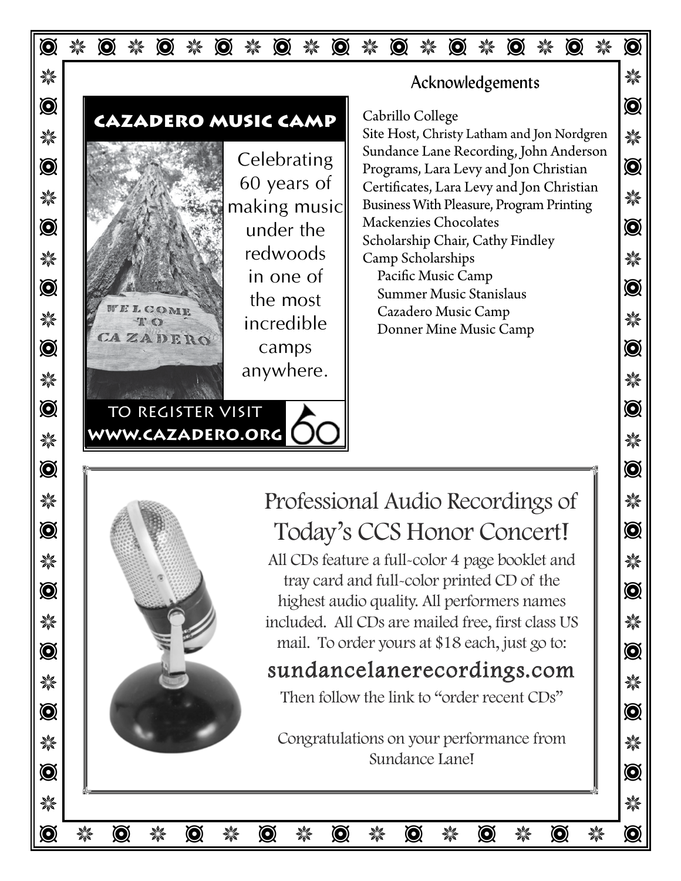## Cazadero Music Camp

Celebrating 60 years of making music under the redwoods in one of the most incredible camps anywhere.

WELCOME TO CAZADERO

TO REGISTER VISIT
WWW.CAZADERO.ORG

60

## Acknowledgements

Cabrillo College
Site Host, Christy Latham and Jon Nordgren
Sundance Lane Recording, John Anderson
Programs, Lara Levy and Jon Christian
Certificates, Lara Levy and Jon Christian
Business With Pleasure, Program Printing
Mackenzies Chocolates
Scholarship Chair, Cathy Findley
Camp Scholarships
- Pacific Music Camp
- Summer Music Stanislaus
- Cazadero Music Camp
- Donner Mine Music Camp

## Professional Audio Recordings of Today's CCS Honor Concert!

All CDs feature a full-color 4 page booklet and tray card and full-color printed CD of the highest audio quality. All performers names included. All CDs are mailed free, first class US mail. To order yours at $18 each, just go to:

**sundancelanerecordings.com**

Then follow the link to "order recent CDs"

Congratulations on your performance from Sundance Lane!